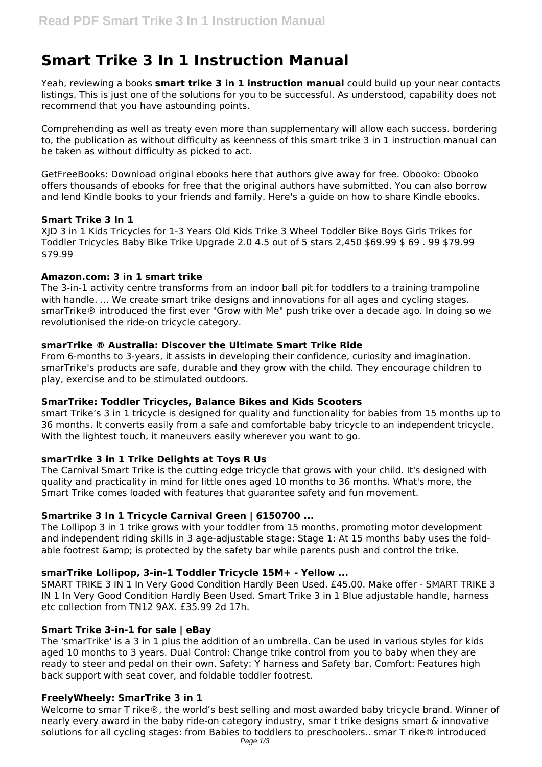# Smart Trike 3 In 1 Instruction Manual

Yeah, reviewing a books **smart trike 3 in 1 instruction manual** could build up your near contacts listings. This is just one of the solutions for you to be successful. As understood, capability does not recommend that you have astounding points.

Comprehending as well as treaty even more than supplementary will allow each success. bordering to, the publication as without difficulty as keenness of this smart trike 3 in 1 instruction manual can be taken as without difficulty as picked to act.

GetFreeBooks: Download original ebooks here that authors give away for free. Obooko: Obooko offers thousands of ebooks for free that the original authors have submitted. You can also borrow and lend Kindle books to your friends and family. Here's a guide on how to share Kindle ebooks.

### Smart Trike 3 In 1

XJD 3 in 1 Kids Tricycles for 1-3 Years Old Kids Trike 3 Wheel Toddler Bike Boys Girls Trikes for Toddler Tricycles Baby Bike Trike Upgrade 2.0 4.5 out of 5 stars 2,450 $69.99 $ 69 . 99 $79.99 $79.99

### Amazon.com: 3 in 1 smart trike

The 3-in-1 activity centre transforms from an indoor ball pit for toddlers to a training trampoline with handle. ... We create smart trike designs and innovations for all ages and cycling stages. smarTrike® introduced the first ever "Grow with Me" push trike over a decade ago. In doing so we revolutionised the ride-on tricycle category.

### smarTrike ® Australia: Discover the Ultimate Smart Trike Ride

From 6-months to 3-years, it assists in developing their confidence, curiosity and imagination. smarTrike's products are safe, durable and they grow with the child. They encourage children to play, exercise and to be stimulated outdoors.

### SmarTrike: Toddler Tricycles, Balance Bikes and Kids Scooters

smart Trike's 3 in 1 tricycle is designed for quality and functionality for babies from 15 months up to 36 months. It converts easily from a safe and comfortable baby tricycle to an independent tricycle. With the lightest touch, it maneuvers easily wherever you want to go.

### smarTrike 3 in 1 Trike Delights at Toys R Us

The Carnival Smart Trike is the cutting edge tricycle that grows with your child. It's designed with quality and practicality in mind for little ones aged 10 months to 36 months. What's more, the Smart Trike comes loaded with features that guarantee safety and fun movement.

### Smartrike 3 In 1 Tricycle Carnival Green | 6150700 ...

The Lollipop 3 in 1 trike grows with your toddler from 15 months, promoting motor development and independent riding skills in 3 age-adjustable stage: Stage 1: At 15 months baby uses the fold-able footrest &amp; is protected by the safety bar while parents push and control the trike.

### smarTrike Lollipop, 3-in-1 Toddler Tricycle 15M+ - Yellow ...

SMART TRIKE 3 IN 1 In Very Good Condition Hardly Been Used. £45.00. Make offer - SMART TRIKE 3 IN 1 In Very Good Condition Hardly Been Used. Smart Trike 3 in 1 Blue adjustable handle, harness etc collection from TN12 9AX. £35.99 2d 17h.

### Smart Trike 3-in-1 for sale | eBay

The 'smarTrike' is a 3 in 1 plus the addition of an umbrella. Can be used in various styles for kids aged 10 months to 3 years. Dual Control: Change trike control from you to baby when they are ready to steer and pedal on their own. Safety: Y harness and Safety bar. Comfort: Features high back support with seat cover, and foldable toddler footrest.

### FreelyWheely: SmarTrike 3 in 1

Welcome to smar T rike®, the world's best selling and most awarded baby tricycle brand. Winner of nearly every award in the baby ride-on category industry, smar t trike designs smart & innovative solutions for all cycling stages: from Babies to toddlers to preschoolers.. smar T rike® introduced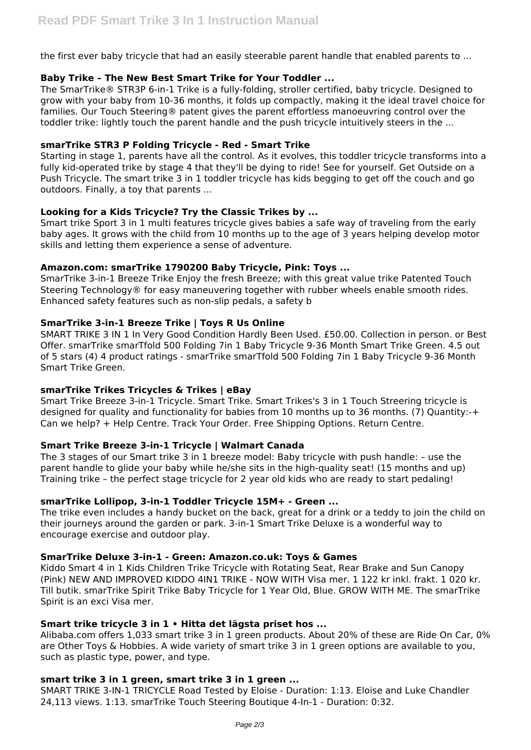the first ever baby tricycle that had an easily steerable parent handle that enabled parents to ...

### Baby Trike – The New Best Smart Trike for Your Toddler ...

The SmarTrike® STR3P 6-in-1 Trike is a fully-folding, stroller certified, baby tricycle. Designed to grow with your baby from 10-36 months, it folds up compactly, making it the ideal travel choice for families. Our Touch Steering® patent gives the parent effortless manoeuvring control over the toddler trike: lightly touch the parent handle and the push tricycle intuitively steers in the ...

### smarTrike STR3 P Folding Tricycle - Red - Smart Trike

Starting in stage 1, parents have all the control. As it evolves, this toddler tricycle transforms into a fully kid-operated trike by stage 4 that they'll be dying to ride! See for yourself. Get Outside on a Push Tricycle. The smart trike 3 in 1 toddler tricycle has kids begging to get off the couch and go outdoors. Finally, a toy that parents ...

### Looking for a Kids Tricycle? Try the Classic Trikes by ...

Smart trike Sport 3 in 1 multi features tricycle gives babies a safe way of traveling from the early baby ages. It grows with the child from 10 months up to the age of 3 years helping develop motor skills and letting them experience a sense of adventure.

### Amazon.com: smarTrike 1790200 Baby Tricycle, Pink: Toys ...

SmarTrike 3-in-1 Breeze Trike Enjoy the fresh Breeze; with this great value trike Patented Touch Steering Technology® for easy maneuvering together with rubber wheels enable smooth rides. Enhanced safety features such as non-slip pedals, a safety b

### SmarTrike 3-in-1 Breeze Trike | Toys R Us Online

SMART TRIKE 3 IN 1 In Very Good Condition Hardly Been Used. £50.00. Collection in person. or Best Offer. smarTrike smarTfold 500 Folding 7in 1 Baby Tricycle 9-36 Month Smart Trike Green. 4.5 out of 5 stars (4) 4 product ratings - smarTrike smarTfold 500 Folding 7in 1 Baby Tricycle 9-36 Month Smart Trike Green.

### smarTrike Trikes Tricycles & Trikes | eBay

Smart Trike Breeze 3-in-1 Tricycle. Smart Trike. Smart Trikes's 3 in 1 Touch Streering tricycle is designed for quality and functionality for babies from 10 months up to 36 months. (7) Quantity:-+ Can we help? + Help Centre. Track Your Order. Free Shipping Options. Return Centre.

### Smart Trike Breeze 3-in-1 Tricycle | Walmart Canada

The 3 stages of our Smart trike 3 in 1 breeze model: Baby tricycle with push handle: – use the parent handle to glide your baby while he/she sits in the high-quality seat! (15 months and up) Training trike – the perfect stage tricycle for 2 year old kids who are ready to start pedaling!

### smarTrike Lollipop, 3-in-1 Toddler Tricycle 15M+ - Green ...

The trike even includes a handy bucket on the back, great for a drink or a teddy to join the child on their journeys around the garden or park. 3-in-1 Smart Trike Deluxe is a wonderful way to encourage exercise and outdoor play.

### SmarTrike Deluxe 3-in-1 - Green: Amazon.co.uk: Toys & Games

Kiddo Smart 4 in 1 Kids Children Trike Tricycle with Rotating Seat, Rear Brake and Sun Canopy (Pink) NEW AND IMPROVED KIDDO 4IN1 TRIKE - NOW WITH Visa mer. 1 122 kr inkl. frakt. 1 020 kr. Till butik. smarTrike Spirit Trike Baby Tricycle for 1 Year Old, Blue. GROW WITH ME. The smarTrike Spirit is an exci Visa mer.

### Smart trike tricycle 3 in 1 • Hitta det lägsta priset hos ...

Alibaba.com offers 1,033 smart trike 3 in 1 green products. About 20% of these are Ride On Car, 0% are Other Toys & Hobbies. A wide variety of smart trike 3 in 1 green options are available to you, such as plastic type, power, and type.

### smart trike 3 in 1 green, smart trike 3 in 1 green ...

SMART TRIKE 3-IN-1 TRICYCLE Road Tested by Eloise - Duration: 1:13. Eloise and Luke Chandler 24,113 views. 1:13. smarTrike Touch Steering Boutique 4-In-1 - Duration: 0:32.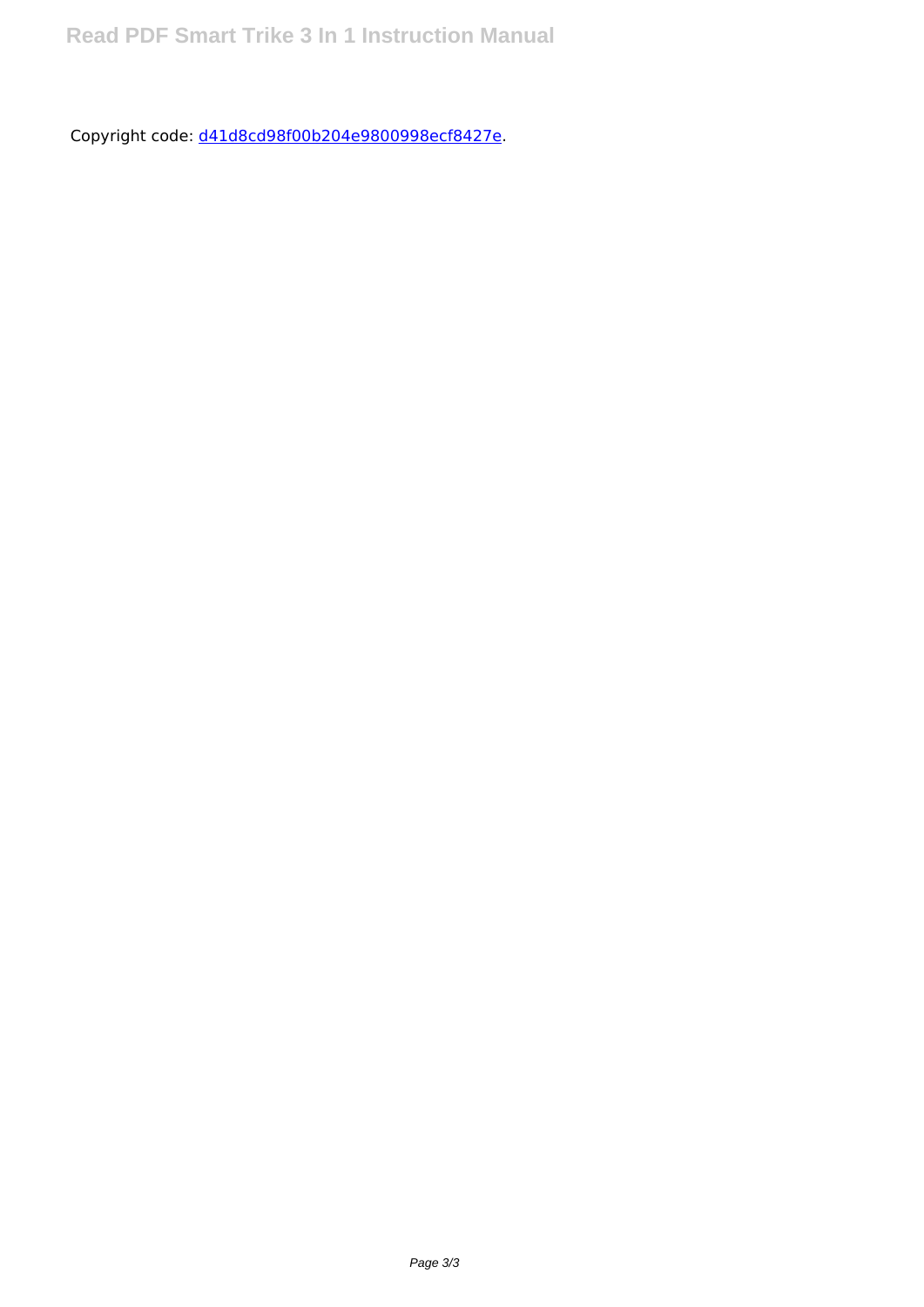Copyright code: [d41d8cd98f00b204e9800998ecf8427e](d41d8cd98f00b204e9800998ecf8427e).